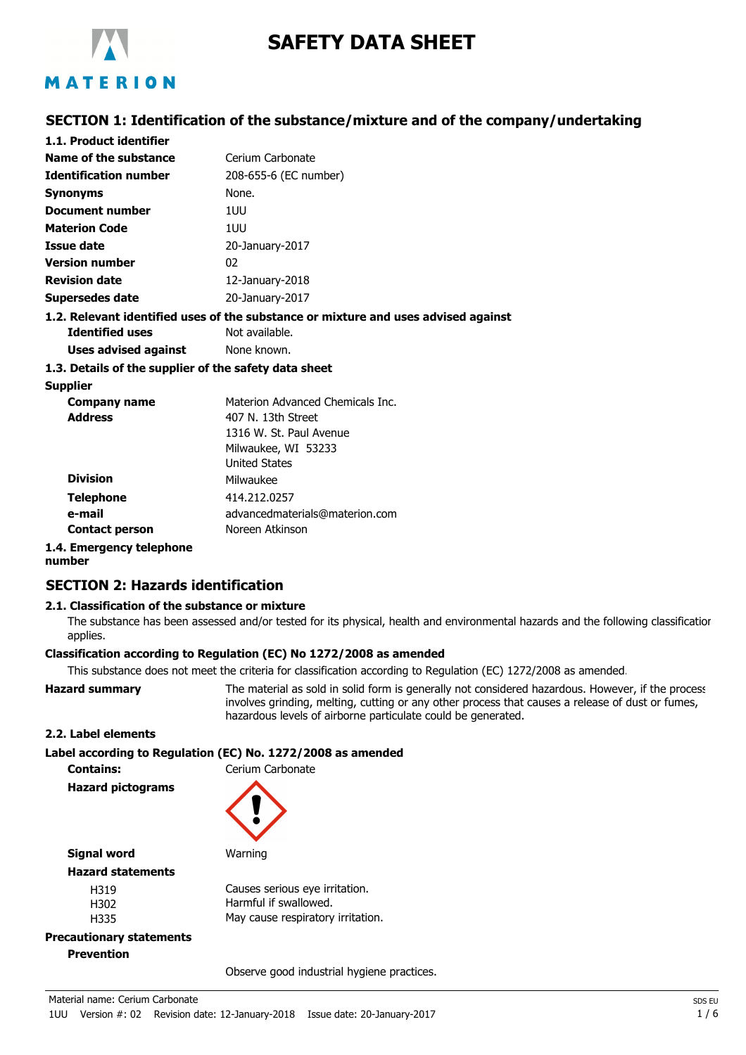# SAFETY DATA SHEET

## SECTION 1: Identification of the substance/mixture and of the company/undertaking

### 1.1. Product identifier

| | |
|---|---|
| **Name of the substance** | Cerium Carbonate |
| **Identification number** | 208-655-6 (EC number) |
| **Synonyms** | None. |
| **Document number** | 1UU |
| **Materion Code** | 1UU |
| **Issue date** | 20-January-2017 |
| **Version number** | 02 |
| **Revision date** | 12-January-2018 |
| **Supersedes date** | 20-January-2017 |

### 1.2. Relevant identified uses of the substance or mixture and uses advised against

| | |
|---|---|
| **Identified uses** | Not available. |
| **Uses advised against** | None known. |

### 1.3. Details of the supplier of the safety data sheet

**Supplier**

| | |
|---|---|
| **Company name** | Materion Advanced Chemicals Inc. |
| **Address** | 407 N. 13th Street<br>1316 W. St. Paul Avenue<br>Milwaukee, WI 53233<br>United States |
| **Division** | Milwaukee |
| **Telephone** | 414.212.0257 |
| **e-mail** | advancedmaterials@materion.com |
| **Contact person** | Noreen Atkinson |

### 1.4. Emergency telephone number

## SECTION 2: Hazards identification

### 2.1. Classification of the substance or mixture

The substance has been assessed and/or tested for its physical, health and environmental hazards and the following classification applies.

**Classification according to Regulation (EC) No 1272/2008 as amended**

This substance does not meet the criteria for classification according to Regulation (EC) 1272/2008 as amended.

**Hazard summary** The material as sold in solid form is generally not considered hazardous. However, if the process involves grinding, melting, cutting or any other process that causes a release of dust or fumes, hazardous levels of airborne particulate could be generated.

### 2.2. Label elements

**Label according to Regulation (EC) No. 1272/2008 as amended**

**Contains:** Cerium Carbonate

**Hazard pictograms**

**Signal word** Warning

**Hazard statements**

| | |
|---|---|
| H319 | Causes serious eye irritation. |
| H302 | Harmful if swallowed. |
| H335 | May cause respiratory irritation. |

**Precautionary statements**

**Prevention**

Observe good industrial hygiene practices.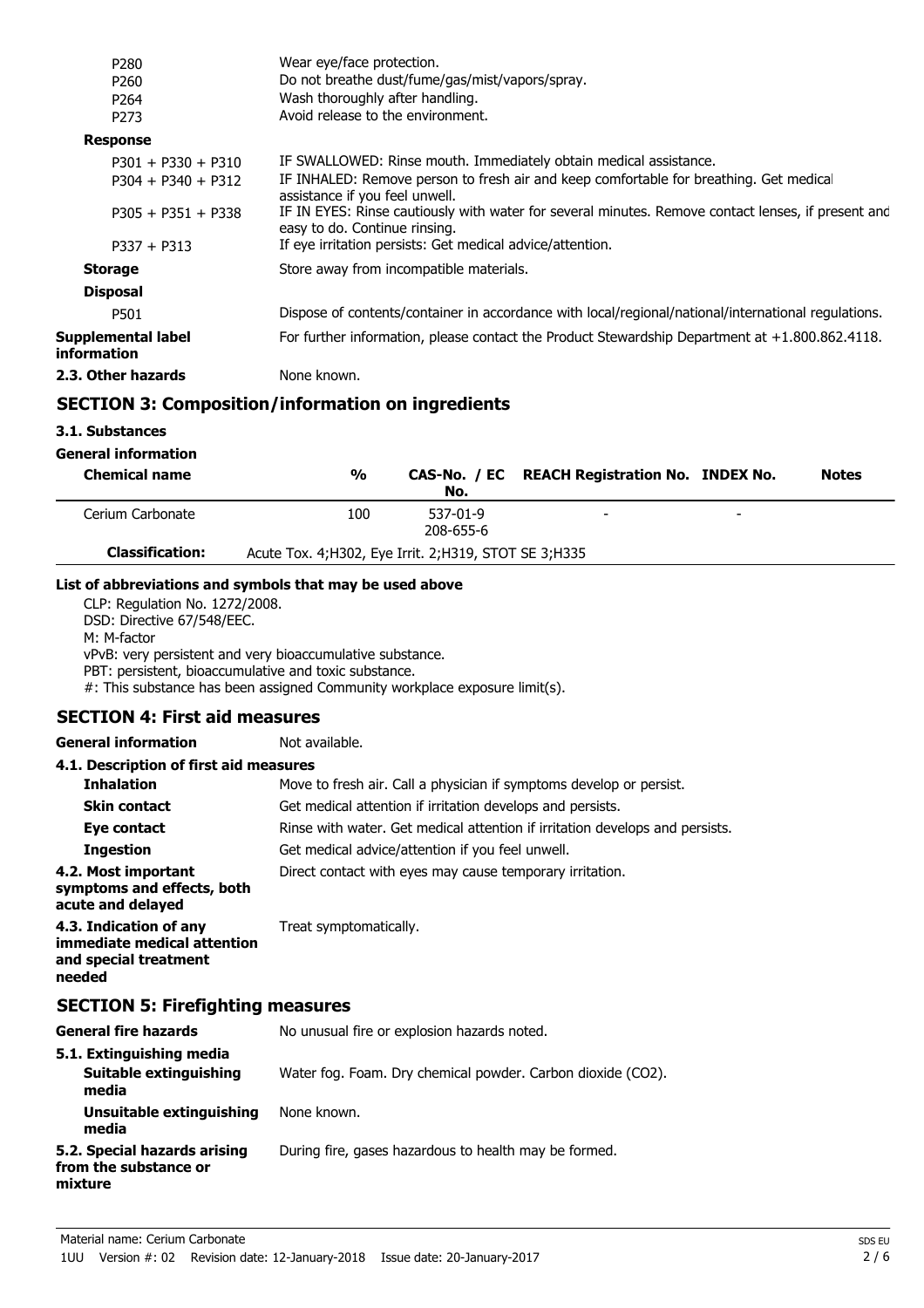| | |
|---|---|
| P280 | Wear eye/face protection. |
| P260 | Do not breathe dust/fume/gas/mist/vapors/spray. |
| P264 | Wash thoroughly after handling. |
| P273 | Avoid release to the environment. |

**Response**

| | |
|---|---|
| P301 + P330 + P310 | IF SWALLOWED: Rinse mouth. Immediately obtain medical assistance. |
| P304 + P340 + P312 | IF INHALED: Remove person to fresh air and keep comfortable for breathing. Get medical assistance if you feel unwell. |
| P305 + P351 + P338 | IF IN EYES: Rinse cautiously with water for several minutes. Remove contact lenses, if present and easy to do. Continue rinsing. |
| P337 + P313 | If eye irritation persists: Get medical advice/attention. |

**Storage** Store away from incompatible materials.

**Disposal**

| | |
|---|---|
| P501 | Dispose of contents/container in accordance with local/regional/national/international regulations. |

**Supplemental label information** For further information, please contact the Product Stewardship Department at +1.800.862.4118.

**2.3. Other hazards** None known.

## SECTION 3: Composition/information on ingredients

### 3.1. Substances

**General information**

| Chemical name | % | CAS-No. / EC No. | REACH Registration No. | INDEX No. | Notes |
|---|---|---|---|---|---|
| Cerium Carbonate | 100 | 537-01-9<br>208-655-6 | - | - | |
| **Classification:** | Acute Tox. 4;H302, Eye Irrit. 2;H319, STOT SE 3;H335 | | | | |

**List of abbreviations and symbols that may be used above**

CLP: Regulation No. 1272/2008.
DSD: Directive 67/548/EEC.
M: M-factor
vPvB: very persistent and very bioaccumulative substance.
PBT: persistent, bioaccumulative and toxic substance.
#: This substance has been assigned Community workplace exposure limit(s).

## SECTION 4: First aid measures

**General information** Not available.

**4.1. Description of first aid measures**

| | |
|---|---|
| **Inhalation** | Move to fresh air. Call a physician if symptoms develop or persist. |
| **Skin contact** | Get medical attention if irritation develops and persists. |
| **Eye contact** | Rinse with water. Get medical attention if irritation develops and persists. |
| **Ingestion** | Get medical advice/attention if you feel unwell. |

**4.2. Most important symptoms and effects, both acute and delayed** Direct contact with eyes may cause temporary irritation.

**4.3. Indication of any immediate medical attention and special treatment needed** Treat symptomatically.

## SECTION 5: Firefighting measures

**General fire hazards** No unusual fire or explosion hazards noted.

**5.1. Extinguishing media**

| | |
|---|---|
| **Suitable extinguishing media** | Water fog. Foam. Dry chemical powder. Carbon dioxide ($CO_2$). |
| **Unsuitable extinguishing media** | None known. |

**5.2. Special hazards arising from the substance or mixture** During fire, gases hazardous to health may be formed.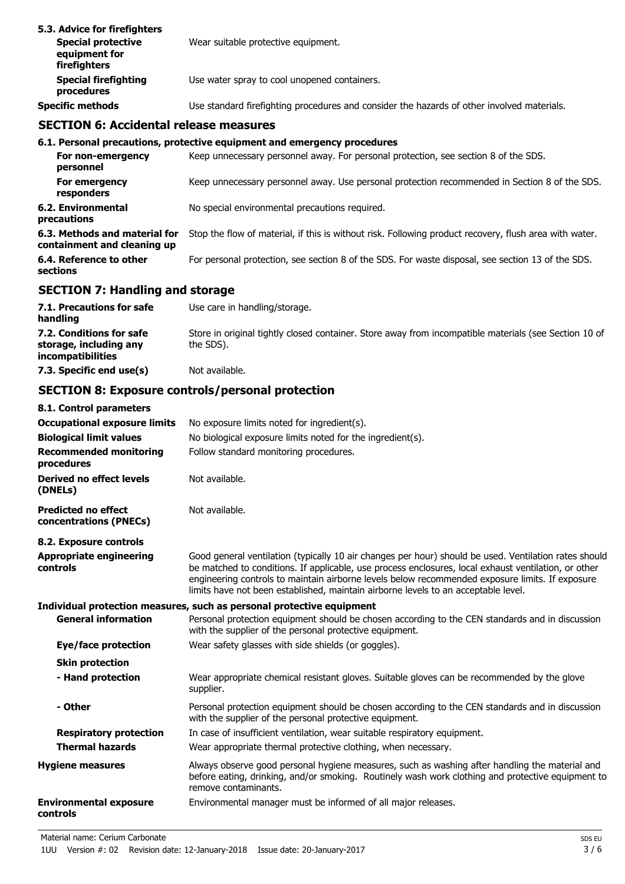### 5.3. Advice for firefighters

| | |
|---|---|
| **Special protective equipment for firefighters** | Wear suitable protective equipment. |
| **Special firefighting procedures** | Use water spray to cool unopened containers. |
| **Specific methods** | Use standard firefighting procedures and consider the hazards of other involved materials. |

## SECTION 6: Accidental release measures

### 6.1. Personal precautions, protective equipment and emergency procedures

| | |
|---|---|
| **For non-emergency personnel** | Keep unnecessary personnel away. For personal protection, see section 8 of the SDS. |
| **For emergency responders** | Keep unnecessary personnel away. Use personal protection recommended in Section 8 of the SDS. |
| **6.2. Environmental precautions** | No special environmental precautions required. |
| **6.3. Methods and material for containment and cleaning up** | Stop the flow of material, if this is without risk. Following product recovery, flush area with water. |
| **6.4. Reference to other sections** | For personal protection, see section 8 of the SDS. For waste disposal, see section 13 of the SDS. |

## SECTION 7: Handling and storage

| | |
|---|---|
| **7.1. Precautions for safe handling** | Use care in handling/storage. |
| **7.2. Conditions for safe storage, including any incompatibilities** | Store in original tightly closed container. Store away from incompatible materials (see Section 10 of the SDS). |
| **7.3. Specific end use(s)** | Not available. |

## SECTION 8: Exposure controls/personal protection

### 8.1. Control parameters

| | |
|---|---|
| **Occupational exposure limits** | No exposure limits noted for ingredient(s). |
| **Biological limit values** | No biological exposure limits noted for the ingredient(s). |
| **Recommended monitoring procedures** | Follow standard monitoring procedures. |
| **Derived no effect levels (DNELs)** | Not available. |
| **Predicted no effect concentrations (PNECs)** | Not available. |

### 8.2. Exposure controls

| | |
|---|---|
| **Appropriate engineering controls** | Good general ventilation (typically 10 air changes per hour) should be used. Ventilation rates should be matched to conditions. If applicable, use process enclosures, local exhaust ventilation, or other engineering controls to maintain airborne levels below recommended exposure limits. If exposure limits have not been established, maintain airborne levels to an acceptable level. |

**Individual protection measures, such as personal protective equipment**

| | |
|---|---|
| **General information** | Personal protection equipment should be chosen according to the CEN standards and in discussion with the supplier of the personal protective equipment. |
| **Eye/face protection** | Wear safety glasses with side shields (or goggles). |
| **Skin protection** | |
| **- Hand protection** | Wear appropriate chemical resistant gloves. Suitable gloves can be recommended by the glove supplier. |
| **- Other** | Personal protection equipment should be chosen according to the CEN standards and in discussion with the supplier of the personal protective equipment. |
| **Respiratory protection** | In case of insufficient ventilation, wear suitable respiratory equipment. |
| **Thermal hazards** | Wear appropriate thermal protective clothing, when necessary. |
| **Hygiene measures** | Always observe good personal hygiene measures, such as washing after handling the material and before eating, drinking, and/or smoking. Routinely wash work clothing and protective equipment to remove contaminants. |
| **Environmental exposure controls** | Environmental manager must be informed of all major releases. |

Material name: Cerium Carbonate
1UU Version #: 02 Revision date: 12-January-2018 Issue date: 20-January-2017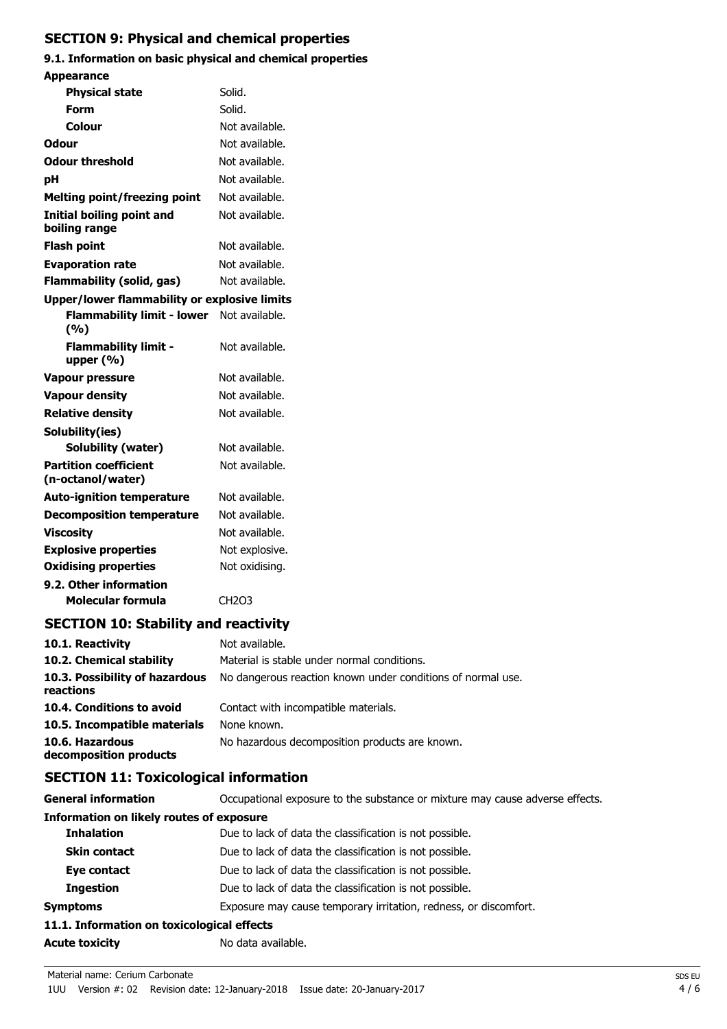## SECTION 9: Physical and chemical properties

### 9.1. Information on basic physical and chemical properties

| Property | Value |
|---|---|
| **Appearance** | |
| **Physical state** | Solid. |
| **Form** | Solid. |
| **Colour** | Not available. |
| **Odour** | Not available. |
| **Odour threshold** | Not available. |
| **pH** | Not available. |
| **Melting point/freezing point** | Not available. |
| **Initial boiling point and boiling range** | Not available. |
| **Flash point** | Not available. |
| **Evaporation rate** | Not available. |
| **Flammability (solid, gas)** | Not available. |
| **Upper/lower flammability or explosive limits** | |
| **Flammability limit - lower (%)** | Not available. |
| **Flammability limit - upper (%)** | Not available. |
| **Vapour pressure** | Not available. |
| **Vapour density** | Not available. |
| **Relative density** | Not available. |
| **Solubility(ies)** | |
| **Solubility (water)** | Not available. |
| **Partition coefficient (n-octanol/water)** | Not available. |
| **Auto-ignition temperature** | Not available. |
| **Decomposition temperature** | Not available. |
| **Viscosity** | Not available. |
| **Explosive properties** | Not explosive. |
| **Oxidising properties** | Not oxidising. |

### 9.2. Other information

| Property | Value |
|---|---|
| **Molecular formula** | $CH_2O_3$ |

## SECTION 10: Stability and reactivity

| Item | Information |
|---|---|
| **10.1. Reactivity** | Not available. |
| **10.2. Chemical stability** | Material is stable under normal conditions. |
| **10.3. Possibility of hazardous reactions** | No dangerous reaction known under conditions of normal use. |
| **10.4. Conditions to avoid** | Contact with incompatible materials. |
| **10.5. Incompatible materials** | None known. |
| **10.6. Hazardous decomposition products** | No hazardous decomposition products are known. |

## SECTION 11: Toxicological information

**General information** Occupational exposure to the substance or mixture may cause adverse effects.

**Information on likely routes of exposure**

| Route | Information |
|---|---|
| **Inhalation** | Due to lack of data the classification is not possible. |
| **Skin contact** | Due to lack of data the classification is not possible. |
| **Eye contact** | Due to lack of data the classification is not possible. |
| **Ingestion** | Due to lack of data the classification is not possible. |
| **Symptoms** | Exposure may cause temporary irritation, redness, or discomfort. |

### 11.1. Information on toxicological effects

**Acute toxicity** No data available.

Material name: Cerium Carbonate
1UU Version #: 02 Revision date: 12-January-2018 Issue date: 20-January-2017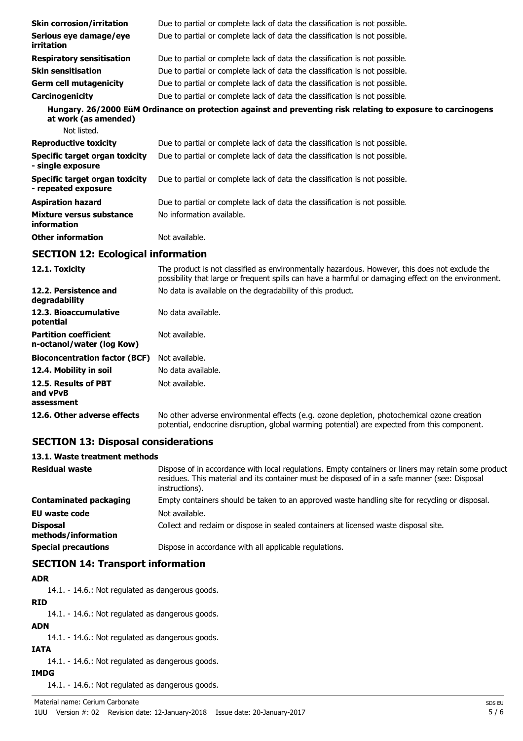| | |
|---|---|
| **Skin corrosion/irritation** | Due to partial or complete lack of data the classification is not possible. |
| **Serious eye damage/eye irritation** | Due to partial or complete lack of data the classification is not possible. |
| **Respiratory sensitisation** | Due to partial or complete lack of data the classification is not possible. |
| **Skin sensitisation** | Due to partial or complete lack of data the classification is not possible. |
| **Germ cell mutagenicity** | Due to partial or complete lack of data the classification is not possible. |
| **Carcinogenicity** | Due to partial or complete lack of data the classification is not possible. |

**Hungary. 26/2000 EüM Ordinance on protection against and preventing risk relating to exposure to carcinogens at work (as amended)**

Not listed.

| | |
|---|---|
| **Reproductive toxicity** | Due to partial or complete lack of data the classification is not possible. |
| **Specific target organ toxicity - single exposure** | Due to partial or complete lack of data the classification is not possible. |
| **Specific target organ toxicity - repeated exposure** | Due to partial or complete lack of data the classification is not possible. |
| **Aspiration hazard** | Due to partial or complete lack of data the classification is not possible. |
| **Mixture versus substance information** | No information available. |
| **Other information** | Not available. |

## SECTION 12: Ecological information

| | |
|---|---|
| **12.1. Toxicity** | The product is not classified as environmentally hazardous. However, this does not exclude the possibility that large or frequent spills can have a harmful or damaging effect on the environment. |
| **12.2. Persistence and degradability** | No data is available on the degradability of this product. |
| **12.3. Bioaccumulative potential** | No data available. |
| **Partition coefficient n-octanol/water (log Kow)** | Not available. |
| **Bioconcentration factor (BCF)** | Not available. |
| **12.4. Mobility in soil** | No data available. |
| **12.5. Results of PBT and vPvB assessment** | Not available. |
| **12.6. Other adverse effects** | No other adverse environmental effects (e.g. ozone depletion, photochemical ozone creation potential, endocrine disruption, global warming potential) are expected from this component. |

## SECTION 13: Disposal considerations

### 13.1. Waste treatment methods

| | |
|---|---|
| **Residual waste** | Dispose of in accordance with local regulations. Empty containers or liners may retain some product residues. This material and its container must be disposed of in a safe manner (see: Disposal instructions). |
| **Contaminated packaging** | Empty containers should be taken to an approved waste handling site for recycling or disposal. |
| **EU waste code** | Not available. |
| **Disposal methods/information** | Collect and reclaim or dispose in sealed containers at licensed waste disposal site. |
| **Special precautions** | Dispose in accordance with all applicable regulations. |

## SECTION 14: Transport information

**ADR**

14.1. - 14.6.: Not regulated as dangerous goods.

**RID**

14.1. - 14.6.: Not regulated as dangerous goods.

**ADN**

14.1. - 14.6.: Not regulated as dangerous goods.

**IATA**

14.1. - 14.6.: Not regulated as dangerous goods.

**IMDG**

14.1. - 14.6.: Not regulated as dangerous goods.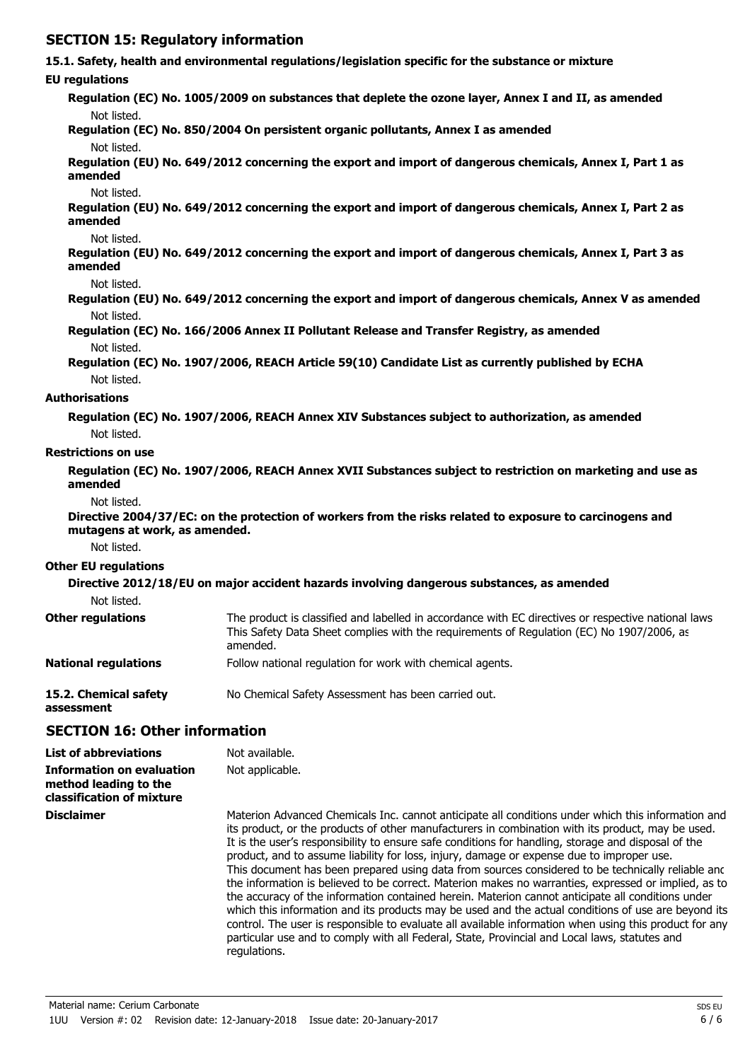## SECTION 15: Regulatory information

### 15.1. Safety, health and environmental regulations/legislation specific for the substance or mixture

**EU regulations**

**Regulation (EC) No. 1005/2009 on substances that deplete the ozone layer, Annex I and II, as amended**

Not listed.

**Regulation (EC) No. 850/2004 On persistent organic pollutants, Annex I as amended**

Not listed.

**Regulation (EU) No. 649/2012 concerning the export and import of dangerous chemicals, Annex I, Part 1 as amended**

Not listed.

**Regulation (EU) No. 649/2012 concerning the export and import of dangerous chemicals, Annex I, Part 2 as amended**

Not listed.

**Regulation (EU) No. 649/2012 concerning the export and import of dangerous chemicals, Annex I, Part 3 as amended**

Not listed.

**Regulation (EU) No. 649/2012 concerning the export and import of dangerous chemicals, Annex V as amended**

Not listed.

**Regulation (EC) No. 166/2006 Annex II Pollutant Release and Transfer Registry, as amended**

Not listed.

**Regulation (EC) No. 1907/2006, REACH Article 59(10) Candidate List as currently published by ECHA**

Not listed.

**Authorisations**

**Regulation (EC) No. 1907/2006, REACH Annex XIV Substances subject to authorization, as amended**

Not listed.

**Restrictions on use**

**Regulation (EC) No. 1907/2006, REACH Annex XVII Substances subject to restriction on marketing and use as amended**

Not listed.

**Directive 2004/37/EC: on the protection of workers from the risks related to exposure to carcinogens and mutagens at work, as amended.**

Not listed.

**Other EU regulations**

**Directive 2012/18/EU on major accident hazards involving dangerous substances, as amended**

Not listed.

**Other regulations** The product is classified and labelled in accordance with EC directives or respective national laws. This Safety Data Sheet complies with the requirements of Regulation (EC) No 1907/2006, as amended.

**National regulations** Follow national regulation for work with chemical agents.

### 15.2. Chemical safety assessment

No Chemical Safety Assessment has been carried out.

## SECTION 16: Other information

**List of abbreviations** Not available.

**Information on evaluation method leading to the classification of mixture** Not applicable.

**Disclaimer** Materion Advanced Chemicals Inc. cannot anticipate all conditions under which this information and its product, or the products of other manufacturers in combination with its product, may be used. It is the user's responsibility to ensure safe conditions for handling, storage and disposal of the product, and to assume liability for loss, injury, damage or expense due to improper use. This document has been prepared using data from sources considered to be technically reliable and the information is believed to be correct. Materion makes no warranties, expressed or implied, as to the accuracy of the information contained herein. Materion cannot anticipate all conditions under which this information and its products may be used and the actual conditions of use are beyond its control. The user is responsible to evaluate all available information when using this product for any particular use and to comply with all Federal, State, Provincial and Local laws, statutes and regulations.

Material name: Cerium Carbonate

1UU Version #: 02 Revision date: 12-January-2018 Issue date: 20-January-2017